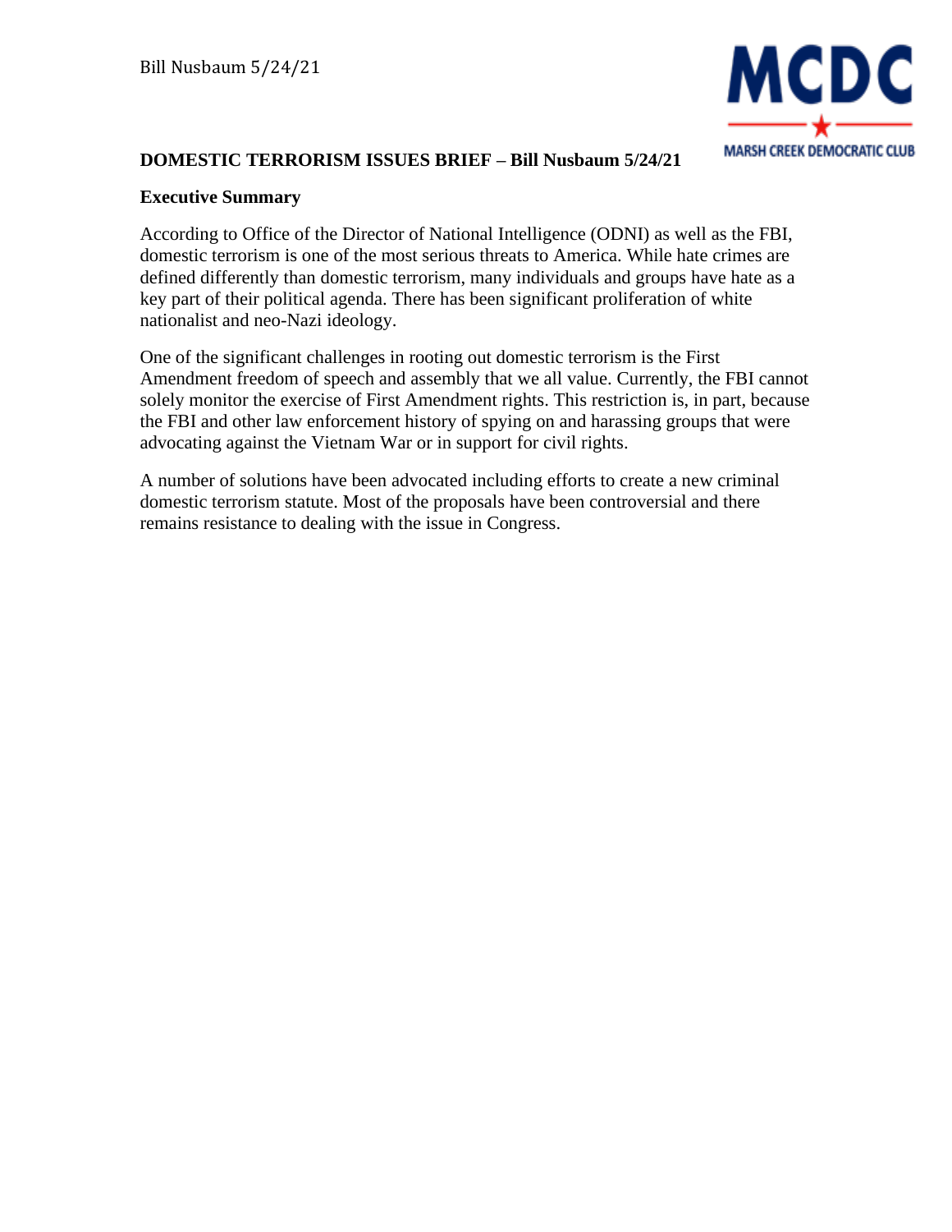Bill Nusbaum 5/24/21

MCDC

MARSH CREEK DEMOCRATIC CLUB

**DOMESTIC TERRORISM ISSUES BRIEF – Bill Nusbaum 5/24/21**

**Executive Summary**

According to Office of the Director of National Intelligence (ODNI) as well as the FBI, domestic terrorism is one of the most serious threats to America. While hate crimes are defined differently than domestic terrorism, many individuals and groups have hate as a key part of their political agenda. There has been significant proliferation of white nationalist and neo-Nazi ideology.

One of the significant challenges in rooting out domestic terrorism is the First Amendment freedom of speech and assembly that we all value. Currently, the FBI cannot solely monitor the exercise of First Amendment rights. This restriction is, in part, because the FBI and other law enforcement history of spying on and harassing groups that were advocating against the Vietnam War or in support for civil rights.

A number of solutions have been advocated including efforts to create a new criminal domestic terrorism statute. Most of the proposals have been controversial and there remains resistance to dealing with the issue in Congress.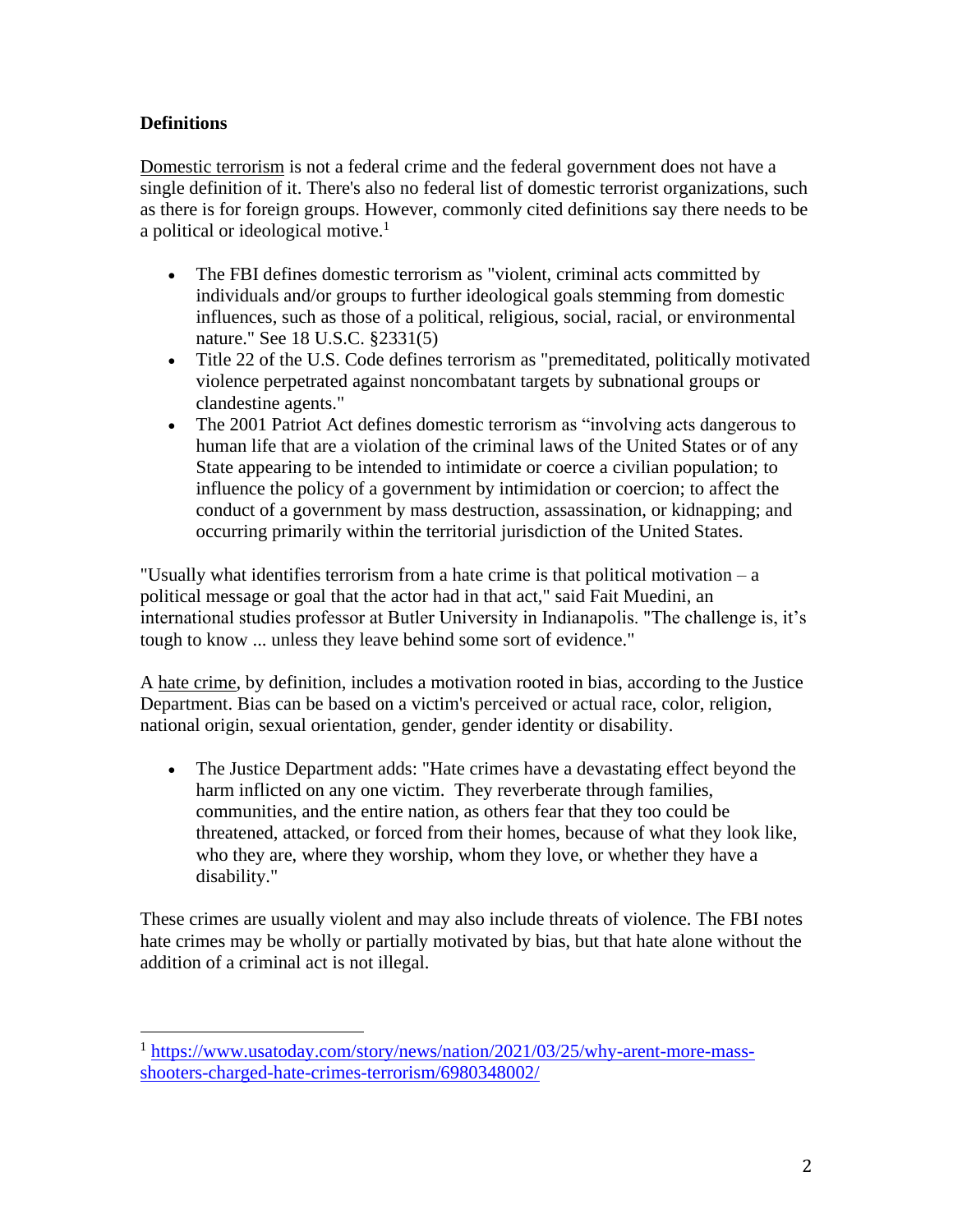**Definitions**

Domestic terrorism is not a federal crime and the federal government does not have a single definition of it. There's also no federal list of domestic terrorist organizations, such as there is for foreign groups. However, commonly cited definitions say there needs to be a political or ideological motive.[1]

- The FBI defines domestic terrorism as "violent, criminal acts committed by individuals and/or groups to further ideological goals stemming from domestic influences, such as those of a political, religious, social, racial, or environmental nature." See 18 U.S.C. §2331(5)
- Title 22 of the U.S. Code defines terrorism as "premeditated, politically motivated violence perpetrated against noncombatant targets by subnational groups or clandestine agents."
- The 2001 Patriot Act defines domestic terrorism as "involving acts dangerous to human life that are a violation of the criminal laws of the United States or of any State appearing to be intended to intimidate or coerce a civilian population; to influence the policy of a government by intimidation or coercion; to affect the conduct of a government by mass destruction, assassination, or kidnapping; and occurring primarily within the territorial jurisdiction of the United States.

"Usually what identifies terrorism from a hate crime is that political motivation – a political message or goal that the actor had in that act," said Fait Muedini, an international studies professor at Butler University in Indianapolis. "The challenge is, it's tough to know ... unless they leave behind some sort of evidence."

A hate crime, by definition, includes a motivation rooted in bias, according to the Justice Department. Bias can be based on a victim's perceived or actual race, color, religion, national origin, sexual orientation, gender, gender identity or disability.

- The Justice Department adds: "Hate crimes have a devastating effect beyond the harm inflicted on any one victim. They reverberate through families, communities, and the entire nation, as others fear that they too could be threatened, attacked, or forced from their homes, because of what they look like, who they are, where they worship, whom they love, or whether they have a disability."

These crimes are usually violent and may also include threats of violence. The FBI notes hate crimes may be wholly or partially motivated by bias, but that hate alone without the addition of a criminal act is not illegal.

---

[1] https://www.usatoday.com/story/news/nation/2021/03/25/why-arent-more-mass-shooters-charged-hate-crimes-terrorism/6980348002/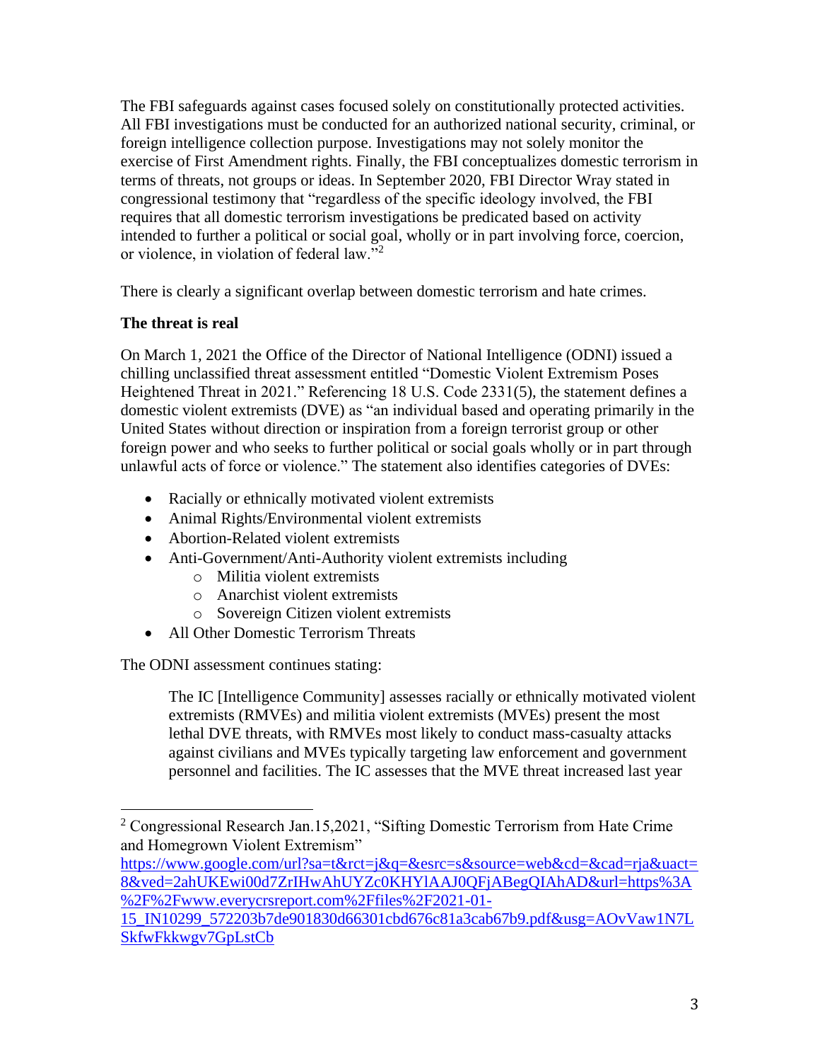The FBI safeguards against cases focused solely on constitutionally protected activities. All FBI investigations must be conducted for an authorized national security, criminal, or foreign intelligence collection purpose. Investigations may not solely monitor the exercise of First Amendment rights. Finally, the FBI conceptualizes domestic terrorism in terms of threats, not groups or ideas. In September 2020, FBI Director Wray stated in congressional testimony that "regardless of the specific ideology involved, the FBI requires that all domestic terrorism investigations be predicated based on activity intended to further a political or social goal, wholly or in part involving force, coercion, or violence, in violation of federal law."[2]

There is clearly a significant overlap between domestic terrorism and hate crimes.

**The threat is real**

On March 1, 2021 the Office of the Director of National Intelligence (ODNI) issued a chilling unclassified threat assessment entitled "Domestic Violent Extremism Poses Heightened Threat in 2021." Referencing 18 U.S. Code 2331(5), the statement defines a domestic violent extremists (DVE) as "an individual based and operating primarily in the United States without direction or inspiration from a foreign terrorist group or other foreign power and who seeks to further political or social goals wholly or in part through unlawful acts of force or violence." The statement also identifies categories of DVEs:

- Racially or ethnically motivated violent extremists
- Animal Rights/Environmental violent extremists
- Abortion-Related violent extremists
- Anti-Government/Anti-Authority violent extremists including
  - Militia violent extremists
  - Anarchist violent extremists
  - Sovereign Citizen violent extremists
- All Other Domestic Terrorism Threats

The ODNI assessment continues stating:

> The IC [Intelligence Community] assesses racially or ethnically motivated violent extremists (RMVEs) and militia violent extremists (MVEs) present the most lethal DVE threats, with RMVEs most likely to conduct mass-casualty attacks against civilians and MVEs typically targeting law enforcement and government personnel and facilities. The IC assesses that the MVE threat increased last year

---

[2] Congressional Research Jan.15,2021, "Sifting Domestic Terrorism from Hate Crime and Homegrown Violent Extremism" https://www.google.com/url?sa=t&rct=j&q=&esrc=s&source=web&cd=&cad=rja&uact=8&ved=2ahUKEwi00d7ZrIHwAhUYZc0KHYlAAJ0QFjABegQIAhAD&url=https%3A%2F%2Fwww.everycrsreport.com%2Ffiles%2F2021-01-15_IN10299_572203b7de901830d66301cbd676c81a3cab67b9.pdf&usg=AOvVaw1N7LSkfwFkkwgv7GpLstCb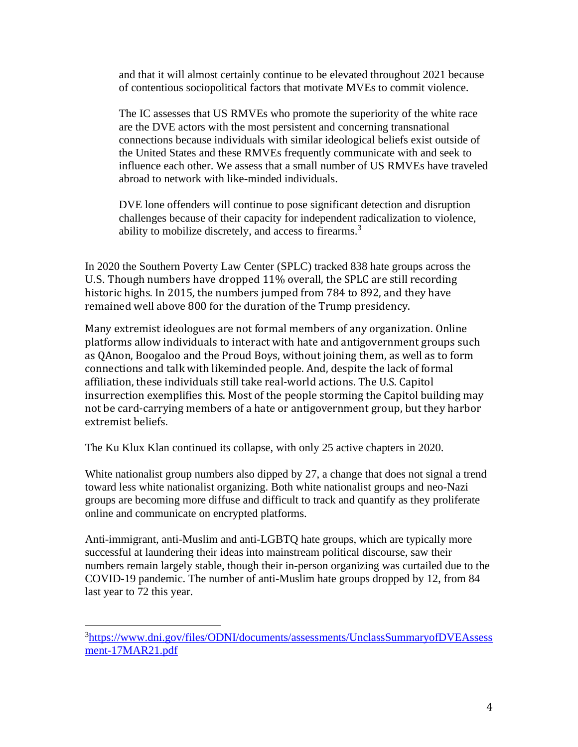> and that it will almost certainly continue to be elevated throughout 2021 because of contentious sociopolitical factors that motivate MVEs to commit violence.
>
> The IC assesses that US RMVEs who promote the superiority of the white race are the DVE actors with the most persistent and concerning transnational connections because individuals with similar ideological beliefs exist outside of the United States and these RMVEs frequently communicate with and seek to influence each other. We assess that a small number of US RMVEs have traveled abroad to network with like-minded individuals.
>
> DVE lone offenders will continue to pose significant detection and disruption challenges because of their capacity for independent radicalization to violence, ability to mobilize discretely, and access to firearms.[3]

In 2020 the Southern Poverty Law Center (SPLC) tracked 838 hate groups across the U.S. Though numbers have dropped 11% overall, the SPLC are still recording historic highs. In 2015, the numbers jumped from 784 to 892, and they have remained well above 800 for the duration of the Trump presidency.

Many extremist ideologues are not formal members of any organization. Online platforms allow individuals to interact with hate and antigovernment groups such as QAnon, Boogaloo and the Proud Boys, without joining them, as well as to form connections and talk with likeminded people. And, despite the lack of formal affiliation, these individuals still take real-world actions. The U.S. Capitol insurrection exemplifies this. Most of the people storming the Capitol building may not be card-carrying members of a hate or antigovernment group, but they harbor extremist beliefs.

The Ku Klux Klan continued its collapse, with only 25 active chapters in 2020.

White nationalist group numbers also dipped by 27, a change that does not signal a trend toward less white nationalist organizing. Both white nationalist groups and neo-Nazi groups are becoming more diffuse and difficult to track and quantify as they proliferate online and communicate on encrypted platforms.

Anti-immigrant, anti-Muslim and anti-LGBTQ hate groups, which are typically more successful at laundering their ideas into mainstream political discourse, saw their numbers remain largely stable, though their in-person organizing was curtailed due to the COVID-19 pandemic. The number of anti-Muslim hate groups dropped by 12, from 84 last year to 72 this year.

---

[3] https://www.dni.gov/files/ODNI/documents/assessments/UnclassSummaryofDVEAssessment-17MAR21.pdf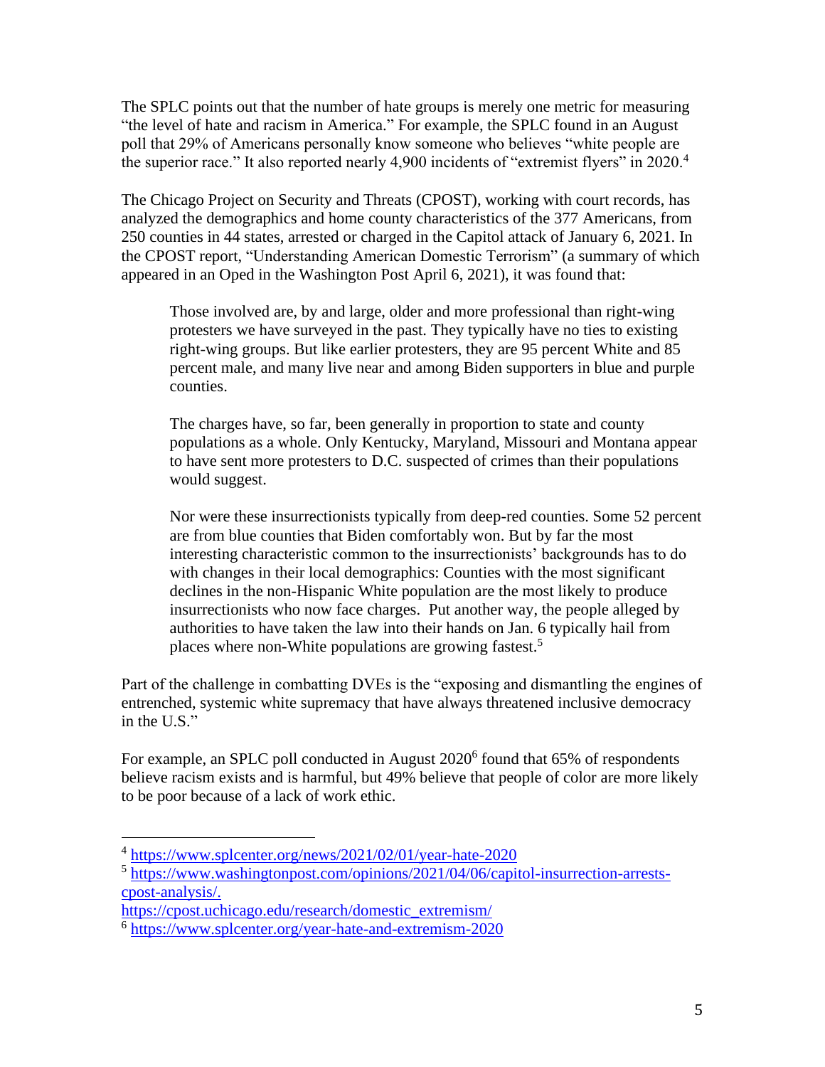The SPLC points out that the number of hate groups is merely one metric for measuring "the level of hate and racism in America." For example, the SPLC found in an August poll that 29% of Americans personally know someone who believes "white people are the superior race." It also reported nearly 4,900 incidents of "extremist flyers" in 2020.[4]

The Chicago Project on Security and Threats (CPOST), working with court records, has analyzed the demographics and home county characteristics of the 377 Americans, from 250 counties in 44 states, arrested or charged in the Capitol attack of January 6, 2021. In the CPOST report, "Understanding American Domestic Terrorism" (a summary of which appeared in an Oped in the Washington Post April 6, 2021), it was found that:

> Those involved are, by and large, older and more professional than right-wing protesters we have surveyed in the past. They typically have no ties to existing right-wing groups. But like earlier protesters, they are 95 percent White and 85 percent male, and many live near and among Biden supporters in blue and purple counties.
>
> The charges have, so far, been generally in proportion to state and county populations as a whole. Only Kentucky, Maryland, Missouri and Montana appear to have sent more protesters to D.C. suspected of crimes than their populations would suggest.
>
> Nor were these insurrectionists typically from deep-red counties. Some 52 percent are from blue counties that Biden comfortably won. But by far the most interesting characteristic common to the insurrectionists' backgrounds has to do with changes in their local demographics: Counties with the most significant declines in the non-Hispanic White population are the most likely to produce insurrectionists who now face charges. Put another way, the people alleged by authorities to have taken the law into their hands on Jan. 6 typically hail from places where non-White populations are growing fastest.[5]

Part of the challenge in combatting DVEs is the "exposing and dismantling the engines of entrenched, systemic white supremacy that have always threatened inclusive democracy in the U.S."

For example, an SPLC poll conducted in August 2020[6] found that 65% of respondents believe racism exists and is harmful, but 49% believe that people of color are more likely to be poor because of a lack of work ethic.

---

[4] https://www.splcenter.org/news/2021/02/01/year-hate-2020

[5] https://www.washingtonpost.com/opinions/2021/04/06/capitol-insurrection-arrests-cpost-analysis/.
https://cpost.uchicago.edu/research/domestic_extremism/

[6] https://www.splcenter.org/year-hate-and-extremism-2020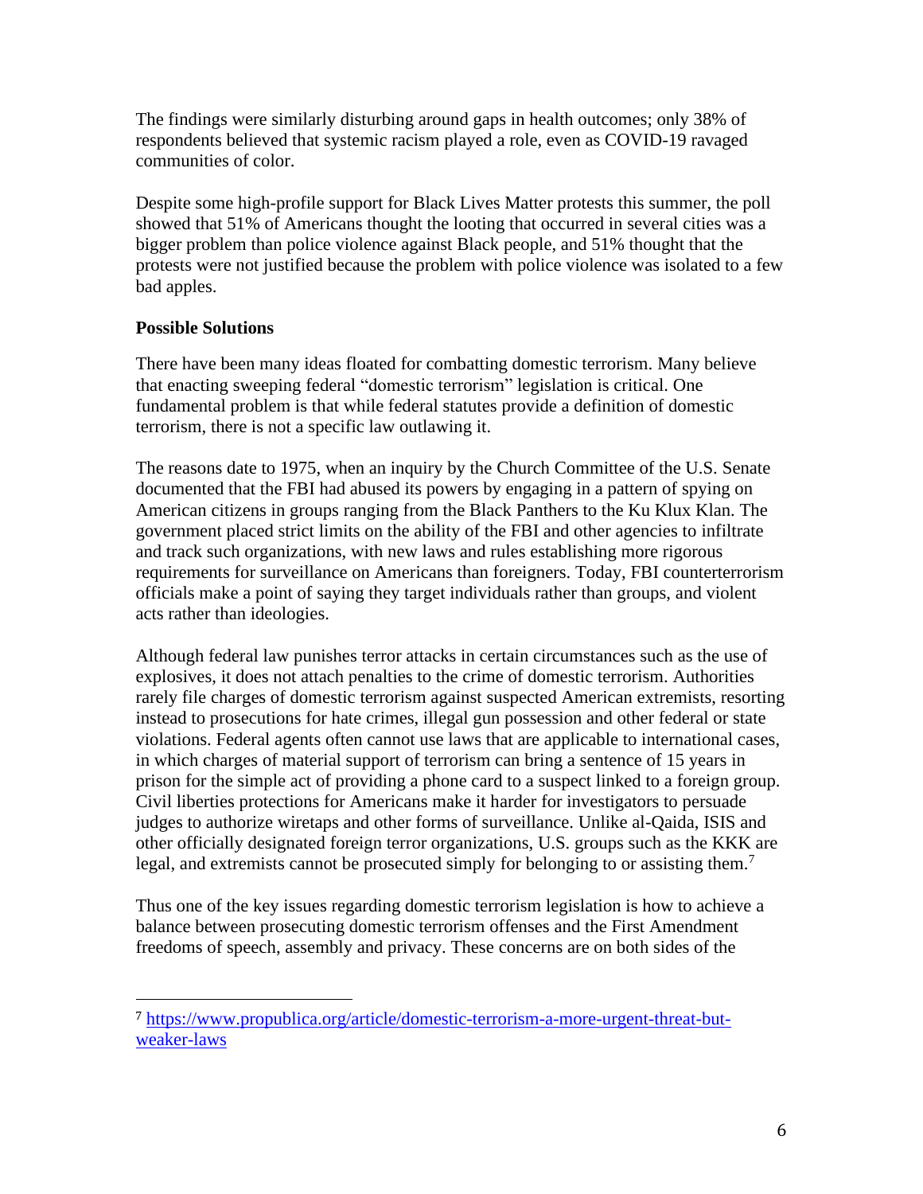The findings were similarly disturbing around gaps in health outcomes; only 38% of respondents believed that systemic racism played a role, even as COVID-19 ravaged communities of color.

Despite some high-profile support for Black Lives Matter protests this summer, the poll showed that 51% of Americans thought the looting that occurred in several cities was a bigger problem than police violence against Black people, and 51% thought that the protests were not justified because the problem with police violence was isolated to a few bad apples.

**Possible Solutions**

There have been many ideas floated for combatting domestic terrorism. Many believe that enacting sweeping federal "domestic terrorism" legislation is critical. One fundamental problem is that while federal statutes provide a definition of domestic terrorism, there is not a specific law outlawing it.

The reasons date to 1975, when an inquiry by the Church Committee of the U.S. Senate documented that the FBI had abused its powers by engaging in a pattern of spying on American citizens in groups ranging from the Black Panthers to the Ku Klux Klan. The government placed strict limits on the ability of the FBI and other agencies to infiltrate and track such organizations, with new laws and rules establishing more rigorous requirements for surveillance on Americans than foreigners. Today, FBI counterterrorism officials make a point of saying they target individuals rather than groups, and violent acts rather than ideologies.

Although federal law punishes terror attacks in certain circumstances such as the use of explosives, it does not attach penalties to the crime of domestic terrorism. Authorities rarely file charges of domestic terrorism against suspected American extremists, resorting instead to prosecutions for hate crimes, illegal gun possession and other federal or state violations. Federal agents often cannot use laws that are applicable to international cases, in which charges of material support of terrorism can bring a sentence of 15 years in prison for the simple act of providing a phone card to a suspect linked to a foreign group. Civil liberties protections for Americans make it harder for investigators to persuade judges to authorize wiretaps and other forms of surveillance. Unlike al-Qaida, ISIS and other officially designated foreign terror organizations, U.S. groups such as the KKK are legal, and extremists cannot be prosecuted simply for belonging to or assisting them.[7]

Thus one of the key issues regarding domestic terrorism legislation is how to achieve a balance between prosecuting domestic terrorism offenses and the First Amendment freedoms of speech, assembly and privacy. These concerns are on both sides of the

---

[7] https://www.propublica.org/article/domestic-terrorism-a-more-urgent-threat-but-weaker-laws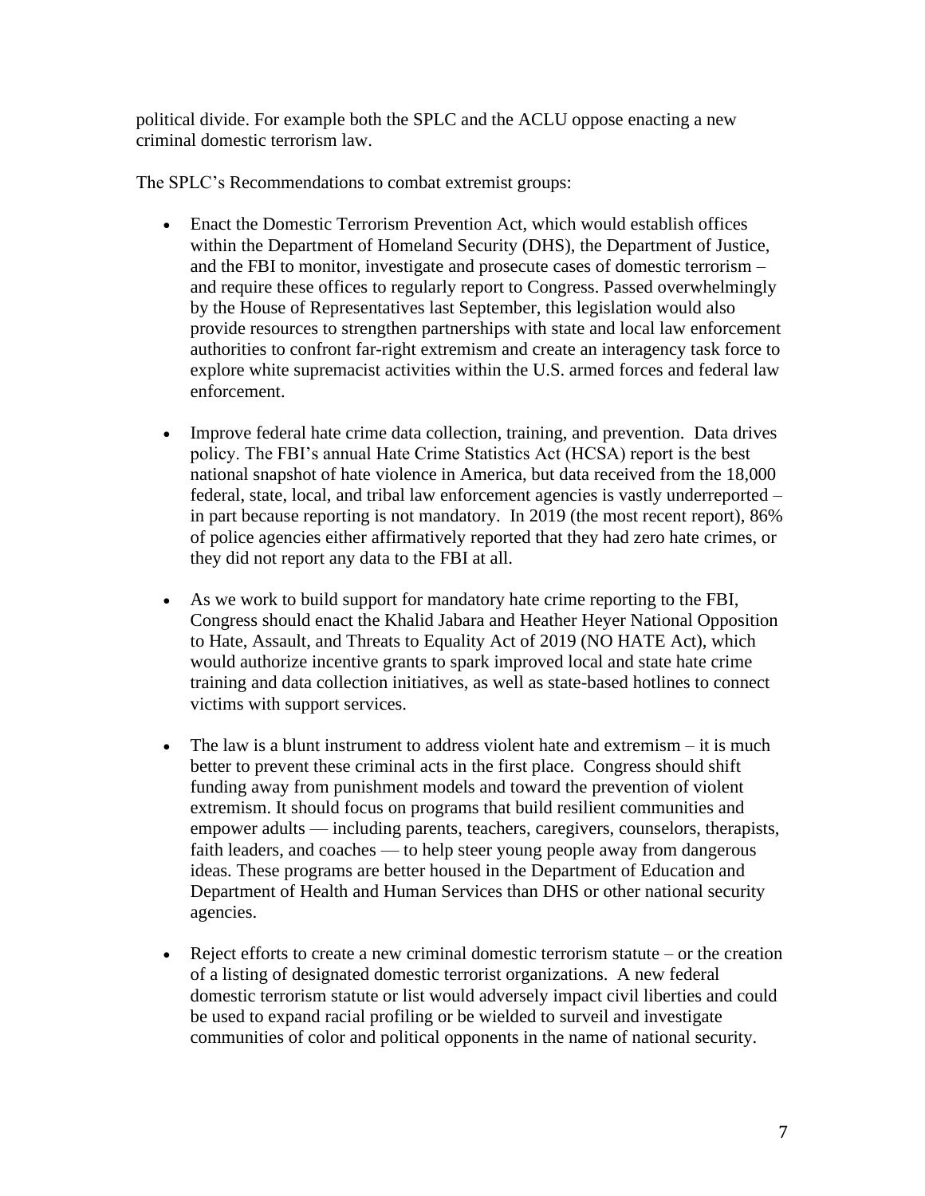political divide. For example both the SPLC and the ACLU oppose enacting a new criminal domestic terrorism law.

The SPLC's Recommendations to combat extremist groups:

- Enact the Domestic Terrorism Prevention Act, which would establish offices within the Department of Homeland Security (DHS), the Department of Justice, and the FBI to monitor, investigate and prosecute cases of domestic terrorism – and require these offices to regularly report to Congress. Passed overwhelmingly by the House of Representatives last September, this legislation would also provide resources to strengthen partnerships with state and local law enforcement authorities to confront far-right extremism and create an interagency task force to explore white supremacist activities within the U.S. armed forces and federal law enforcement.

- Improve federal hate crime data collection, training, and prevention. Data drives policy. The FBI's annual Hate Crime Statistics Act (HCSA) report is the best national snapshot of hate violence in America, but data received from the 18,000 federal, state, local, and tribal law enforcement agencies is vastly underreported – in part because reporting is not mandatory. In 2019 (the most recent report), 86% of police agencies either affirmatively reported that they had zero hate crimes, or they did not report any data to the FBI at all.

- As we work to build support for mandatory hate crime reporting to the FBI, Congress should enact the Khalid Jabara and Heather Heyer National Opposition to Hate, Assault, and Threats to Equality Act of 2019 (NO HATE Act), which would authorize incentive grants to spark improved local and state hate crime training and data collection initiatives, as well as state-based hotlines to connect victims with support services.

- The law is a blunt instrument to address violent hate and extremism – it is much better to prevent these criminal acts in the first place. Congress should shift funding away from punishment models and toward the prevention of violent extremism. It should focus on programs that build resilient communities and empower adults — including parents, teachers, caregivers, counselors, therapists, faith leaders, and coaches — to help steer young people away from dangerous ideas. These programs are better housed in the Department of Education and Department of Health and Human Services than DHS or other national security agencies.

- Reject efforts to create a new criminal domestic terrorism statute – or the creation of a listing of designated domestic terrorist organizations. A new federal domestic terrorism statute or list would adversely impact civil liberties and could be used to expand racial profiling or be wielded to surveil and investigate communities of color and political opponents in the name of national security.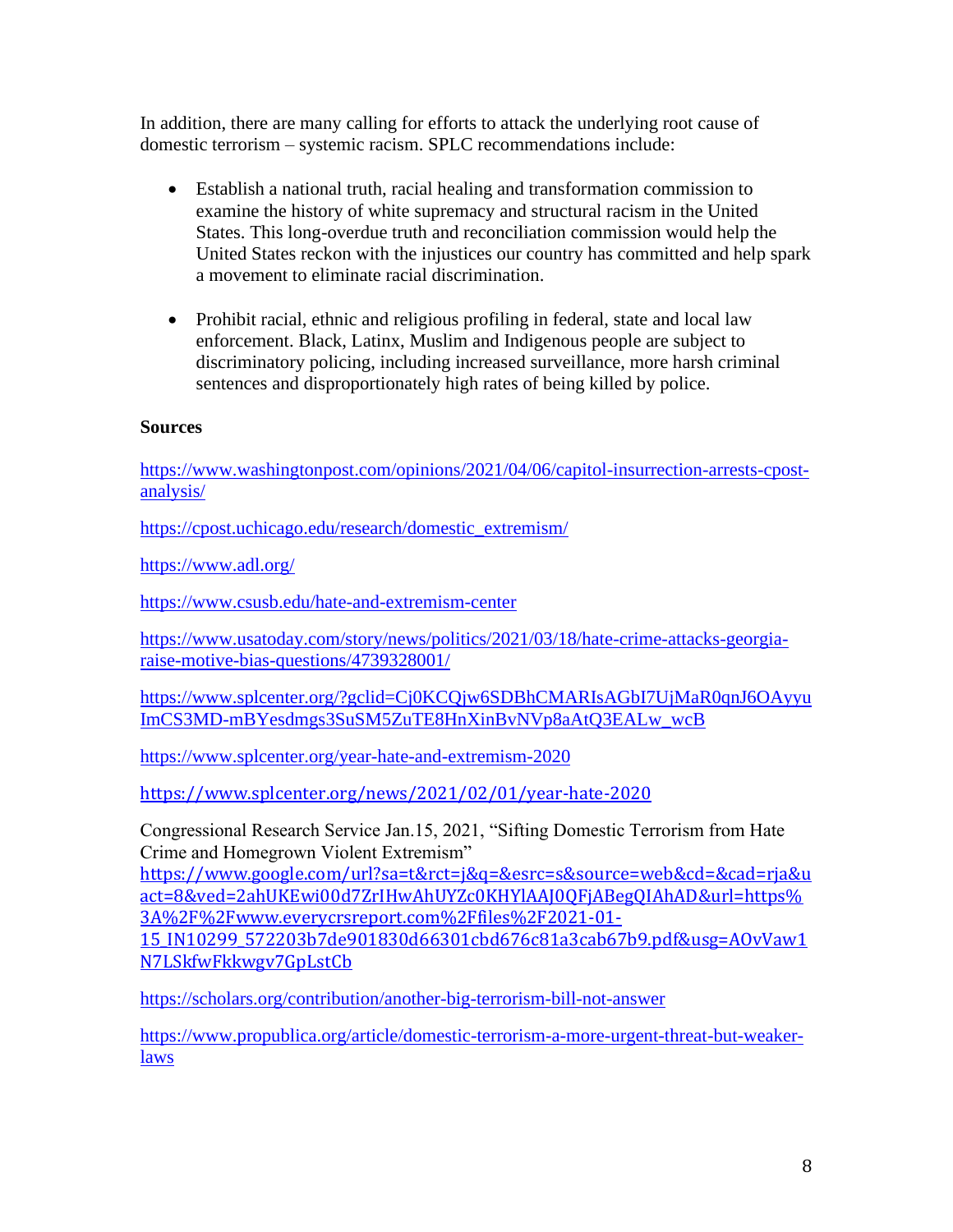In addition, there are many calling for efforts to attack the underlying root cause of domestic terrorism – systemic racism. SPLC recommendations include:

- Establish a national truth, racial healing and transformation commission to examine the history of white supremacy and structural racism in the United States. This long-overdue truth and reconciliation commission would help the United States reckon with the injustices our country has committed and help spark a movement to eliminate racial discrimination.

- Prohibit racial, ethnic and religious profiling in federal, state and local law enforcement. Black, Latinx, Muslim and Indigenous people are subject to discriminatory policing, including increased surveillance, more harsh criminal sentences and disproportionately high rates of being killed by police.

**Sources**

https://www.washingtonpost.com/opinions/2021/04/06/capitol-insurrection-arrests-cpost-analysis/

https://cpost.uchicago.edu/research/domestic_extremism/

https://www.adl.org/

https://www.csusb.edu/hate-and-extremism-center

https://www.usatoday.com/story/news/politics/2021/03/18/hate-crime-attacks-georgia-raise-motive-bias-questions/4739328001/

https://www.splcenter.org/?gclid=Cj0KCQjw6SDBhCMARIsAGbI7UjMaR0qnJ6OAyyuImCS3MD-mBYesdmgs3SuSM5ZuTE8HnXinBvNVp8aAtQ3EALw_wcB

https://www.splcenter.org/year-hate-and-extremism-2020

https://www.splcenter.org/news/2021/02/01/year-hate-2020

Congressional Research Service Jan.15, 2021, "Sifting Domestic Terrorism from Hate Crime and Homegrown Violent Extremism"
https://www.google.com/url?sa=t&rct=j&q=&esrc=s&source=web&cd=&cad=rja&uact=8&ved=2ahUKEwi00d7ZrIHwAhUYZc0KHYlAAJ0QFjABegQIAhAD&url=https%3A%2F%2Fwww.everycrsreport.com%2Ffiles%2F2021-01-15_IN10299_572203b7de901830d66301cbd676c81a3cab67b9.pdf&usg=AOvVaw1N7LSkfwFkkwgv7GpLstCb

https://scholars.org/contribution/another-big-terrorism-bill-not-answer

https://www.propublica.org/article/domestic-terrorism-a-more-urgent-threat-but-weaker-laws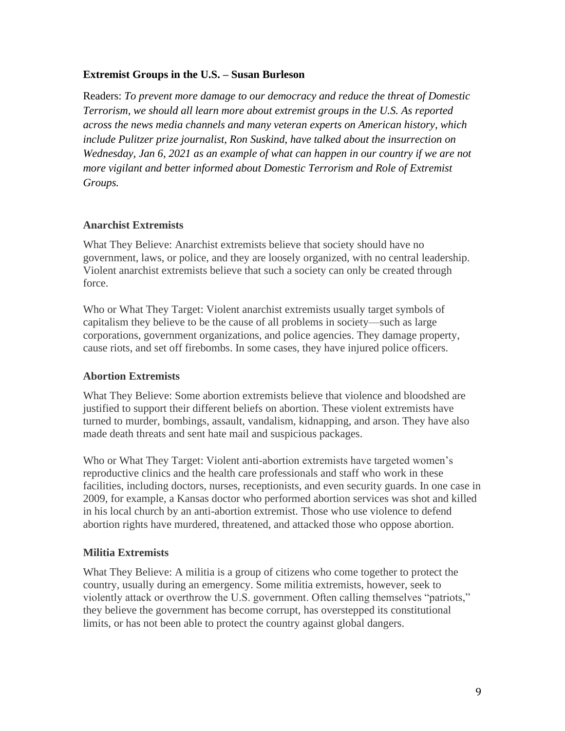### Extremist Groups in the U.S. – Susan Burleson

Readers: *To prevent more damage to our democracy and reduce the threat of Domestic Terrorism, we should all learn more about extremist groups in the U.S. As reported across the news media channels and many veteran experts on American history, which include Pulitzer prize journalist, Ron Suskind, have talked about the insurrection on Wednesday, Jan 6, 2021 as an example of what can happen in our country if we are not more vigilant and better informed about Domestic Terrorism and Role of Extremist Groups.*

#### Anarchist Extremists

What They Believe: Anarchist extremists believe that society should have no government, laws, or police, and they are loosely organized, with no central leadership. Violent anarchist extremists believe that such a society can only be created through force.

Who or What They Target: Violent anarchist extremists usually target symbols of capitalism they believe to be the cause of all problems in society—such as large corporations, government organizations, and police agencies. They damage property, cause riots, and set off firebombs. In some cases, they have injured police officers.

#### Abortion Extremists

What They Believe: Some abortion extremists believe that violence and bloodshed are justified to support their different beliefs on abortion. These violent extremists have turned to murder, bombings, assault, vandalism, kidnapping, and arson. They have also made death threats and sent hate mail and suspicious packages.

Who or What They Target: Violent anti-abortion extremists have targeted women's reproductive clinics and the health care professionals and staff who work in these facilities, including doctors, nurses, receptionists, and even security guards. In one case in 2009, for example, a Kansas doctor who performed abortion services was shot and killed in his local church by an anti-abortion extremist. Those who use violence to defend abortion rights have murdered, threatened, and attacked those who oppose abortion.

#### Militia Extremists

What They Believe: A militia is a group of citizens who come together to protect the country, usually during an emergency. Some militia extremists, however, seek to violently attack or overthrow the U.S. government. Often calling themselves "patriots," they believe the government has become corrupt, has overstepped its constitutional limits, or has not been able to protect the country against global dangers.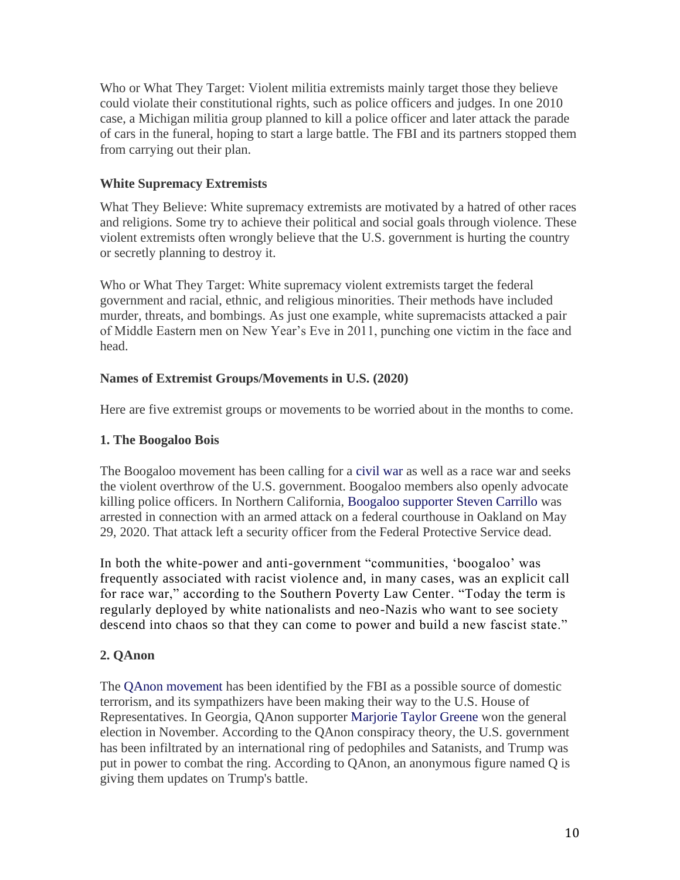Who or What They Target: Violent militia extremists mainly target those they believe could violate their constitutional rights, such as police officers and judges. In one 2010 case, a Michigan militia group planned to kill a police officer and later attack the parade of cars in the funeral, hoping to start a large battle. The FBI and its partners stopped them from carrying out their plan.

**White Supremacy Extremists**

What They Believe: White supremacy extremists are motivated by a hatred of other races and religions. Some try to achieve their political and social goals through violence. These violent extremists often wrongly believe that the U.S. government is hurting the country or secretly planning to destroy it.

Who or What They Target: White supremacy violent extremists target the federal government and racial, ethnic, and religious minorities. Their methods have included murder, threats, and bombings. As just one example, white supremacists attacked a pair of Middle Eastern men on New Year's Eve in 2011, punching one victim in the face and head.

**Names of Extremist Groups/Movements in U.S. (2020)**

Here are five extremist groups or movements to be worried about in the months to come.

**1. The Boogaloo Bois**

The Boogaloo movement has been calling for a civil war as well as a race war and seeks the violent overthrow of the U.S. government. Boogaloo members also openly advocate killing police officers. In Northern California, Boogaloo supporter Steven Carrillo was arrested in connection with an armed attack on a federal courthouse in Oakland on May 29, 2020. That attack left a security officer from the Federal Protective Service dead.

In both the white-power and anti-government "communities, 'boogaloo' was frequently associated with racist violence and, in many cases, was an explicit call for race war," according to the Southern Poverty Law Center. "Today the term is regularly deployed by white nationalists and neo-Nazis who want to see society descend into chaos so that they can come to power and build a new fascist state."

**2. QAnon**

The QAnon movement has been identified by the FBI as a possible source of domestic terrorism, and its sympathizers have been making their way to the U.S. House of Representatives. In Georgia, QAnon supporter Marjorie Taylor Greene won the general election in November. According to the QAnon conspiracy theory, the U.S. government has been infiltrated by an international ring of pedophiles and Satanists, and Trump was put in power to combat the ring. According to QAnon, an anonymous figure named Q is giving them updates on Trump's battle.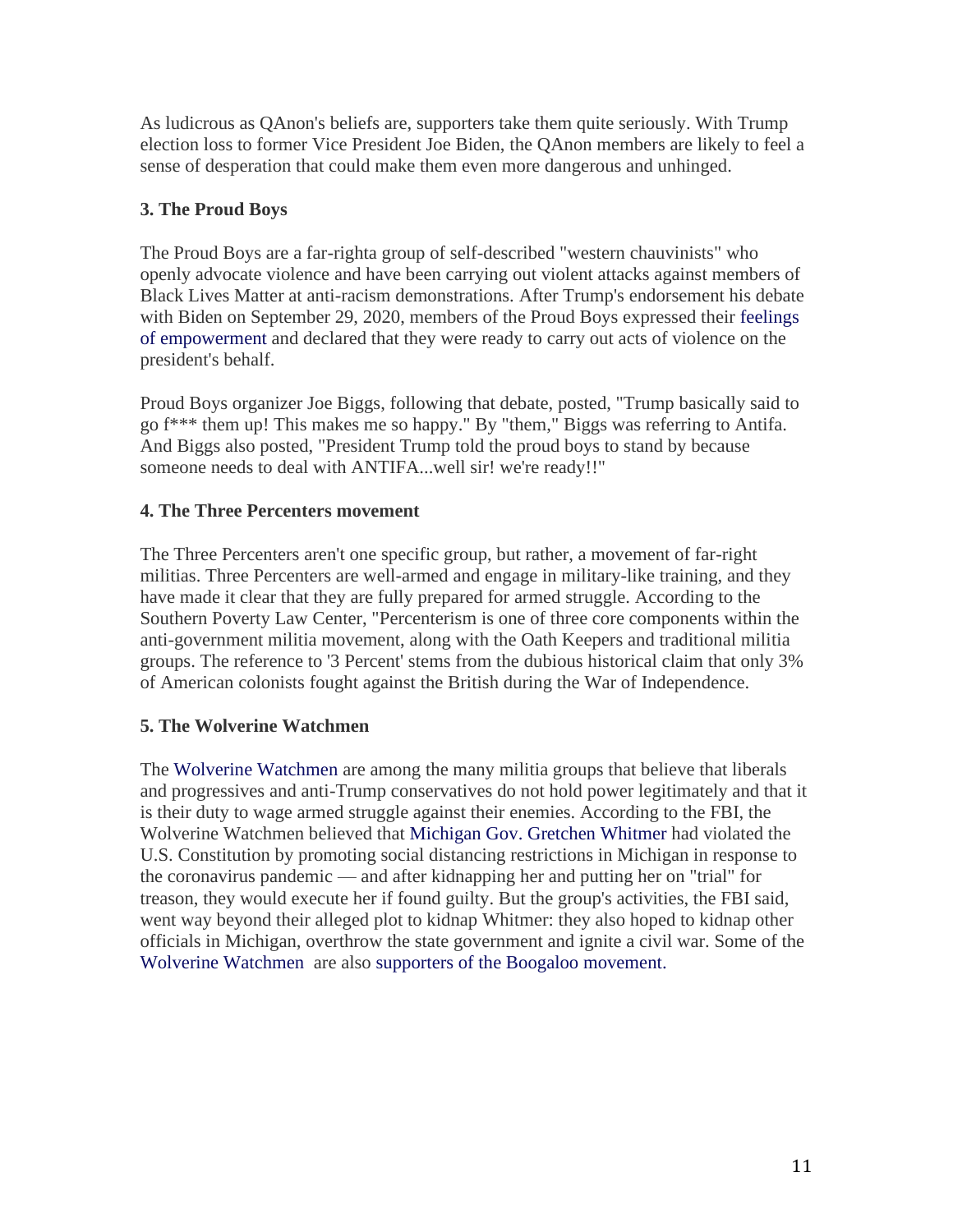As ludicrous as QAnon's beliefs are, supporters take them quite seriously. With Trump election loss to former Vice President Joe Biden, the QAnon members are likely to feel a sense of desperation that could make them even more dangerous and unhinged.

**3. The Proud Boys**

The Proud Boys are a far-righta group of self-described "western chauvinists" who openly advocate violence and have been carrying out violent attacks against members of Black Lives Matter at anti-racism demonstrations. After Trump's endorsement his debate with Biden on September 29, 2020, members of the Proud Boys expressed their feelings of empowerment and declared that they were ready to carry out acts of violence on the president's behalf.

Proud Boys organizer Joe Biggs, following that debate, posted, "Trump basically said to go f*** them up! This makes me so happy." By "them," Biggs was referring to Antifa. And Biggs also posted, "President Trump told the proud boys to stand by because someone needs to deal with ANTIFA...well sir! we're ready!!"

**4. The Three Percenters movement**

The Three Percenters aren't one specific group, but rather, a movement of far-right militias. Three Percenters are well-armed and engage in military-like training, and they have made it clear that they are fully prepared for armed struggle. According to the Southern Poverty Law Center, "Percenterism is one of three core components within the anti-government militia movement, along with the Oath Keepers and traditional militia groups. The reference to '3 Percent' stems from the dubious historical claim that only 3% of American colonists fought against the British during the War of Independence.

**5. The Wolverine Watchmen**

The Wolverine Watchmen are among the many militia groups that believe that liberals and progressives and anti-Trump conservatives do not hold power legitimately and that it is their duty to wage armed struggle against their enemies. According to the FBI, the Wolverine Watchmen believed that Michigan Gov. Gretchen Whitmer had violated the U.S. Constitution by promoting social distancing restrictions in Michigan in response to the coronavirus pandemic — and after kidnapping her and putting her on "trial" for treason, they would execute her if found guilty. But the group's activities, the FBI said, went way beyond their alleged plot to kidnap Whitmer: they also hoped to kidnap other officials in Michigan, overthrow the state government and ignite a civil war. Some of the Wolverine Watchmen are also supporters of the Boogaloo movement.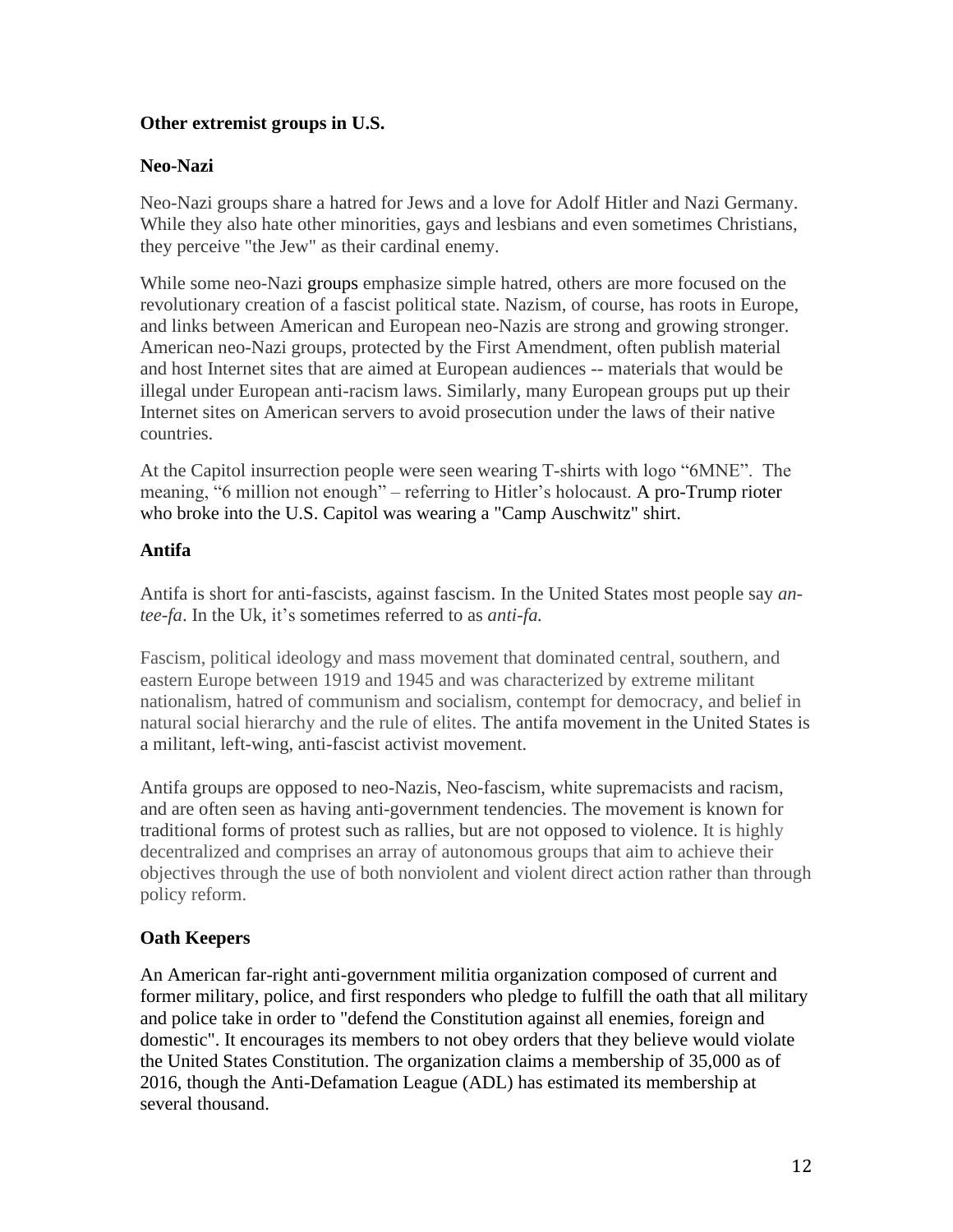**Other extremist groups in U.S.**

**Neo-Nazi**

Neo-Nazi groups share a hatred for Jews and a love for Adolf Hitler and Nazi Germany. While they also hate other minorities, gays and lesbians and even sometimes Christians, they perceive "the Jew" as their cardinal enemy.

While some neo-Nazi groups emphasize simple hatred, others are more focused on the revolutionary creation of a fascist political state. Nazism, of course, has roots in Europe, and links between American and European neo-Nazis are strong and growing stronger. American neo-Nazi groups, protected by the First Amendment, often publish material and host Internet sites that are aimed at European audiences -- materials that would be illegal under European anti-racism laws. Similarly, many European groups put up their Internet sites on American servers to avoid prosecution under the laws of their native countries.

At the Capitol insurrection people were seen wearing T-shirts with logo "6MNE". The meaning, "6 million not enough" – referring to Hitler's holocaust. A pro-Trump rioter who broke into the U.S. Capitol was wearing a "Camp Auschwitz" shirt.

**Antifa**

Antifa is short for anti-fascists, against fascism. In the United States most people say *an-tee-fa*. In the Uk, it's sometimes referred to as *anti-fa.*

Fascism, political ideology and mass movement that dominated central, southern, and eastern Europe between 1919 and 1945 and was characterized by extreme militant nationalism, hatred of communism and socialism, contempt for democracy, and belief in natural social hierarchy and the rule of elites. The antifa movement in the United States is a militant, left-wing, anti-fascist activist movement.

Antifa groups are opposed to neo-Nazis, Neo-fascism, white supremacists and racism, and are often seen as having anti-government tendencies. The movement is known for traditional forms of protest such as rallies, but are not opposed to violence. It is highly decentralized and comprises an array of autonomous groups that aim to achieve their objectives through the use of both nonviolent and violent direct action rather than through policy reform.

**Oath Keepers**

An American far-right anti-government militia organization composed of current and former military, police, and first responders who pledge to fulfill the oath that all military and police take in order to "defend the Constitution against all enemies, foreign and domestic". It encourages its members to not obey orders that they believe would violate the United States Constitution. The organization claims a membership of 35,000 as of 2016, though the Anti-Defamation League (ADL) has estimated its membership at several thousand.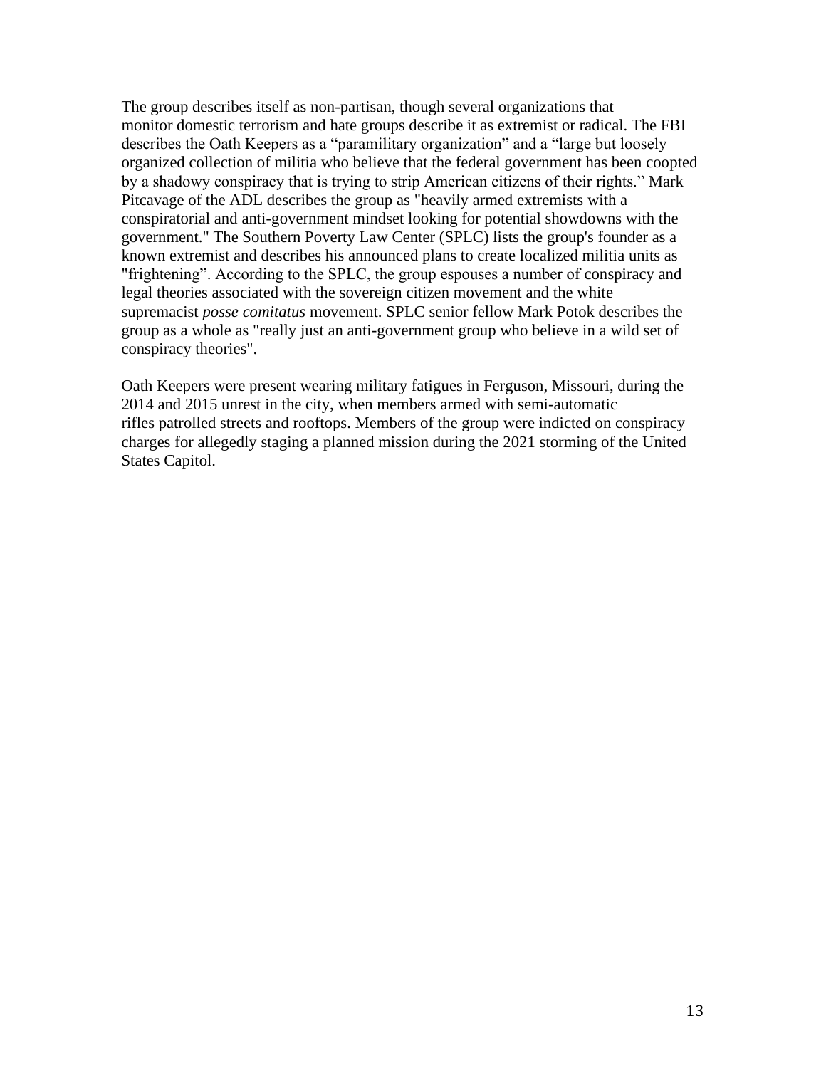The group describes itself as non-partisan, though several organizations that monitor domestic terrorism and hate groups describe it as extremist or radical. The FBI describes the Oath Keepers as a “paramilitary organization” and a “large but loosely organized collection of militia who believe that the federal government has been coopted by a shadowy conspiracy that is trying to strip American citizens of their rights.” Mark Pitcavage of the ADL describes the group as "heavily armed extremists with a conspiratorial and anti-government mindset looking for potential showdowns with the government." The Southern Poverty Law Center (SPLC) lists the group's founder as a known extremist and describes his announced plans to create localized militia units as "frightening”. According to the SPLC, the group espouses a number of conspiracy and legal theories associated with the sovereign citizen movement and the white supremacist *posse comitatus* movement. SPLC senior fellow Mark Potok describes the group as a whole as "really just an anti-government group who believe in a wild set of conspiracy theories".

Oath Keepers were present wearing military fatigues in Ferguson, Missouri, during the 2014 and 2015 unrest in the city, when members armed with semi-automatic rifles patrolled streets and rooftops. Members of the group were indicted on conspiracy charges for allegedly staging a planned mission during the 2021 storming of the United States Capitol.